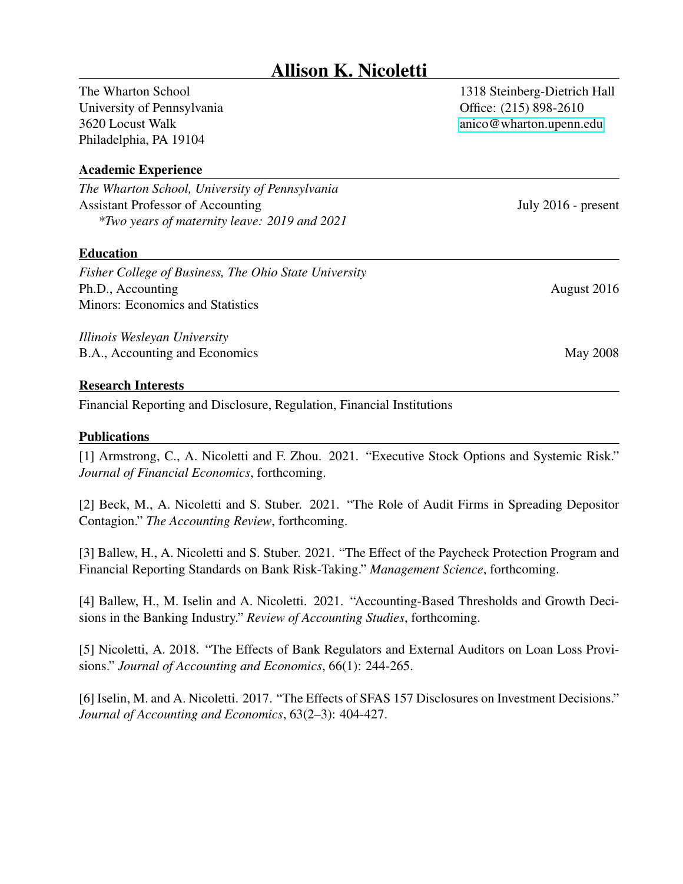# Allison K. Nicoletti

The Wharton School
University of Pennsylvania
3620 Locust Walk
Philadelphia, PA 19104

1318 Steinberg-Dietrich Hall
Office: (215) 898-2610
anico@wharton.upenn.edu

## Academic Experience

*The Wharton School, University of Pennsylvania*
Assistant Professor of Accounting — July 2016 - present
*\*Two years of maternity leave: 2019 and 2021*

## Education

*Fisher College of Business, The Ohio State University*
Ph.D., Accounting — August 2016
Minors: Economics and Statistics

*Illinois Wesleyan University*
B.A., Accounting and Economics — May 2008

## Research Interests

Financial Reporting and Disclosure, Regulation, Financial Institutions

## Publications

[1] Armstrong, C., A. Nicoletti and F. Zhou. 2021. "Executive Stock Options and Systemic Risk." *Journal of Financial Economics*, forthcoming.

[2] Beck, M., A. Nicoletti and S. Stuber. 2021. "The Role of Audit Firms in Spreading Depositor Contagion." *The Accounting Review*, forthcoming.

[3] Ballew, H., A. Nicoletti and S. Stuber. 2021. "The Effect of the Paycheck Protection Program and Financial Reporting Standards on Bank Risk-Taking." *Management Science*, forthcoming.

[4] Ballew, H., M. Iselin and A. Nicoletti. 2021. "Accounting-Based Thresholds and Growth Decisions in the Banking Industry." *Review of Accounting Studies*, forthcoming.

[5] Nicoletti, A. 2018. "The Effects of Bank Regulators and External Auditors on Loan Loss Provisions." *Journal of Accounting and Economics*, 66(1): 244-265.

[6] Iselin, M. and A. Nicoletti. 2017. "The Effects of SFAS 157 Disclosures on Investment Decisions." *Journal of Accounting and Economics*, 63(2–3): 404-427.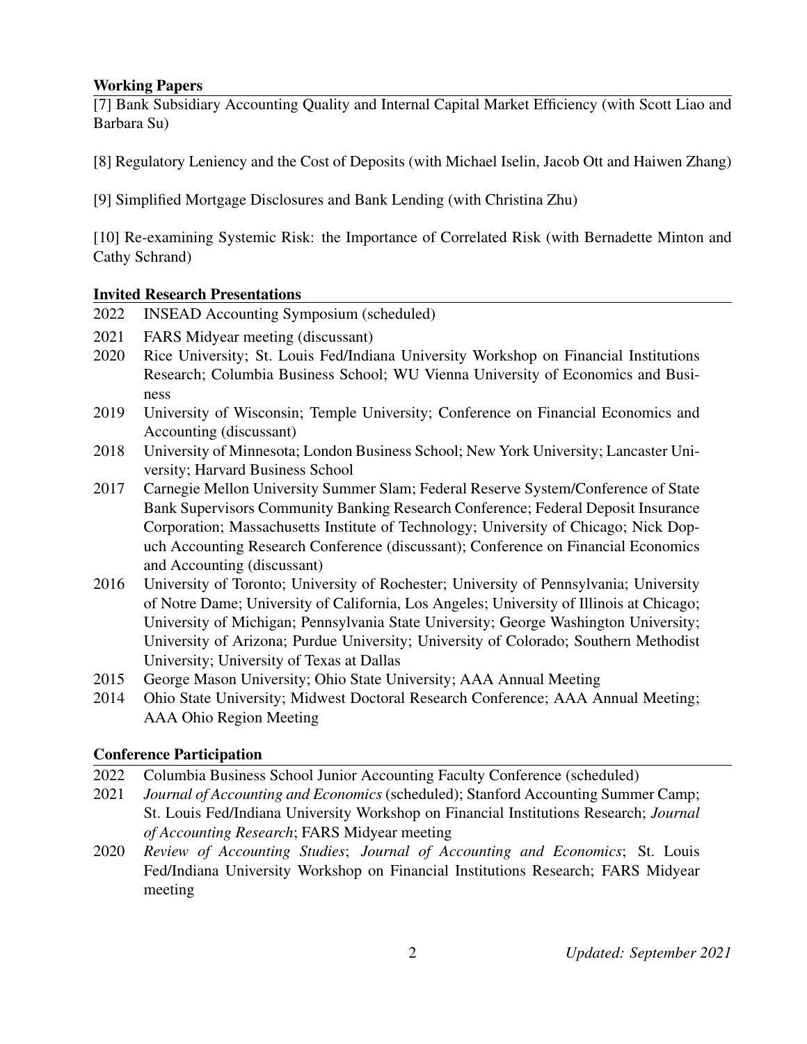## Working Papers

[7] Bank Subsidiary Accounting Quality and Internal Capital Market Efficiency (with Scott Liao and Barbara Su)

[8] Regulatory Leniency and the Cost of Deposits (with Michael Iselin, Jacob Ott and Haiwen Zhang)

[9] Simplified Mortgage Disclosures and Bank Lending (with Christina Zhu)

[10] Re-examining Systemic Risk: the Importance of Correlated Risk (with Bernadette Minton and Cathy Schrand)

## Invited Research Presentations

- 2022 INSEAD Accounting Symposium (scheduled)
- 2021 FARS Midyear meeting (discussant)
- 2020 Rice University; St. Louis Fed/Indiana University Workshop on Financial Institutions Research; Columbia Business School; WU Vienna University of Economics and Business
- 2019 University of Wisconsin; Temple University; Conference on Financial Economics and Accounting (discussant)
- 2018 University of Minnesota; London Business School; New York University; Lancaster University; Harvard Business School
- 2017 Carnegie Mellon University Summer Slam; Federal Reserve System/Conference of State Bank Supervisors Community Banking Research Conference; Federal Deposit Insurance Corporation; Massachusetts Institute of Technology; University of Chicago; Nick Dopuch Accounting Research Conference (discussant); Conference on Financial Economics and Accounting (discussant)
- 2016 University of Toronto; University of Rochester; University of Pennsylvania; University of Notre Dame; University of California, Los Angeles; University of Illinois at Chicago; University of Michigan; Pennsylvania State University; George Washington University; University of Arizona; Purdue University; University of Colorado; Southern Methodist University; University of Texas at Dallas
- 2015 George Mason University; Ohio State University; AAA Annual Meeting
- 2014 Ohio State University; Midwest Doctoral Research Conference; AAA Annual Meeting; AAA Ohio Region Meeting

## Conference Participation

- 2022 Columbia Business School Junior Accounting Faculty Conference (scheduled)
- 2021 *Journal of Accounting and Economics* (scheduled); Stanford Accounting Summer Camp; St. Louis Fed/Indiana University Workshop on Financial Institutions Research; *Journal of Accounting Research*; FARS Midyear meeting
- 2020 *Review of Accounting Studies*; *Journal of Accounting and Economics*; St. Louis Fed/Indiana University Workshop on Financial Institutions Research; FARS Midyear meeting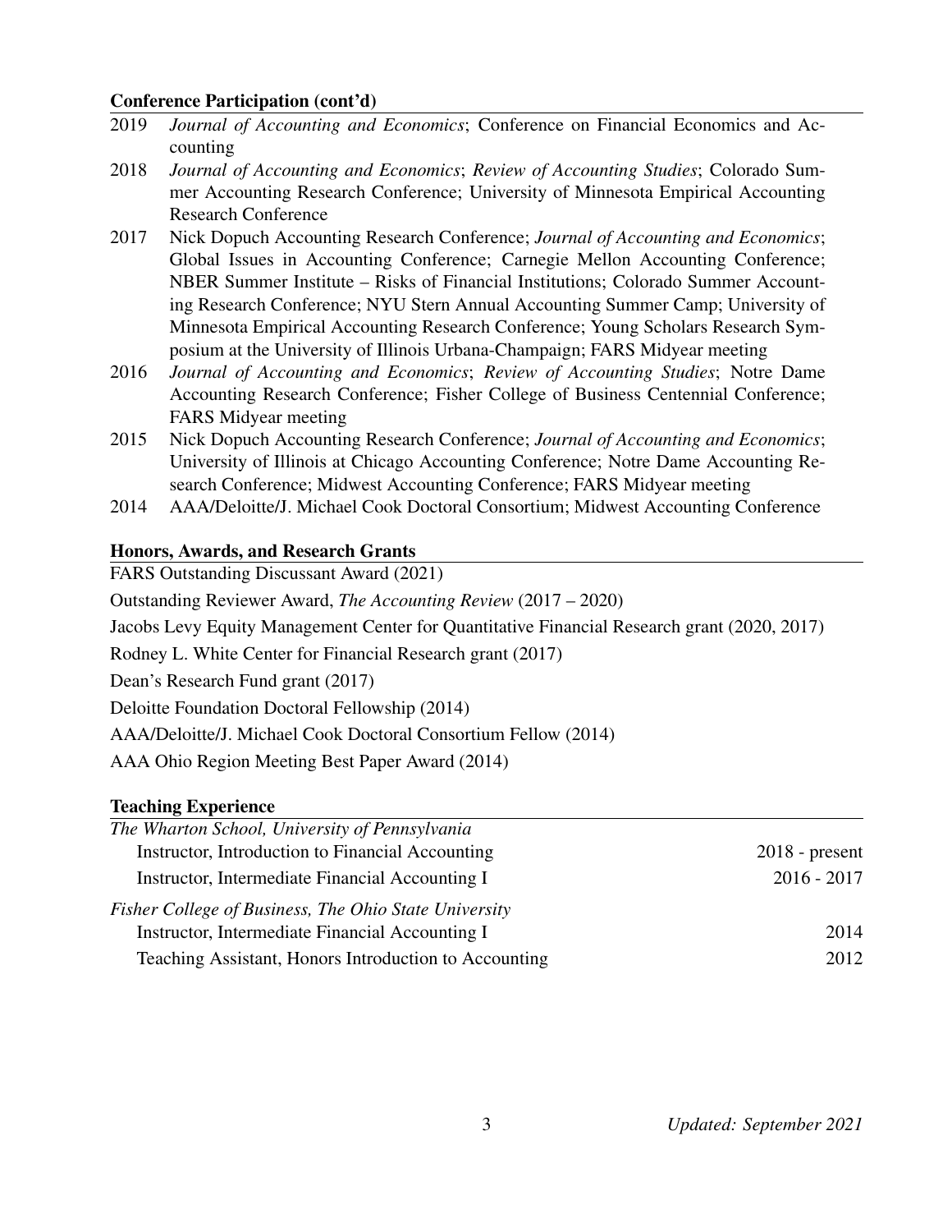## Conference Participation (cont'd)

2019 *Journal of Accounting and Economics*; Conference on Financial Economics and Accounting

2018 *Journal of Accounting and Economics*; *Review of Accounting Studies*; Colorado Summer Accounting Research Conference; University of Minnesota Empirical Accounting Research Conference

2017 Nick Dopuch Accounting Research Conference; *Journal of Accounting and Economics*; Global Issues in Accounting Conference; Carnegie Mellon Accounting Conference; NBER Summer Institute – Risks of Financial Institutions; Colorado Summer Accounting Research Conference; NYU Stern Annual Accounting Summer Camp; University of Minnesota Empirical Accounting Research Conference; Young Scholars Research Symposium at the University of Illinois Urbana-Champaign; FARS Midyear meeting

2016 *Journal of Accounting and Economics*; *Review of Accounting Studies*; Notre Dame Accounting Research Conference; Fisher College of Business Centennial Conference; FARS Midyear meeting

2015 Nick Dopuch Accounting Research Conference; *Journal of Accounting and Economics*; University of Illinois at Chicago Accounting Conference; Notre Dame Accounting Research Conference; Midwest Accounting Conference; FARS Midyear meeting

2014 AAA/Deloitte/J. Michael Cook Doctoral Consortium; Midwest Accounting Conference

## Honors, Awards, and Research Grants

FARS Outstanding Discussant Award (2021)

Outstanding Reviewer Award, *The Accounting Review* (2017 – 2020)

Jacobs Levy Equity Management Center for Quantitative Financial Research grant (2020, 2017)

Rodney L. White Center for Financial Research grant (2017)

Dean's Research Fund grant (2017)

Deloitte Foundation Doctoral Fellowship (2014)

AAA/Deloitte/J. Michael Cook Doctoral Consortium Fellow (2014)

AAA Ohio Region Meeting Best Paper Award (2014)

## Teaching Experience

*The Wharton School, University of Pennsylvania*

- Instructor, Introduction to Financial Accounting — 2018 - present
- Instructor, Intermediate Financial Accounting I — 2016 - 2017

*Fisher College of Business, The Ohio State University*

- Instructor, Intermediate Financial Accounting I — 2014
- Teaching Assistant, Honors Introduction to Accounting — 2012

*Updated: September 2021*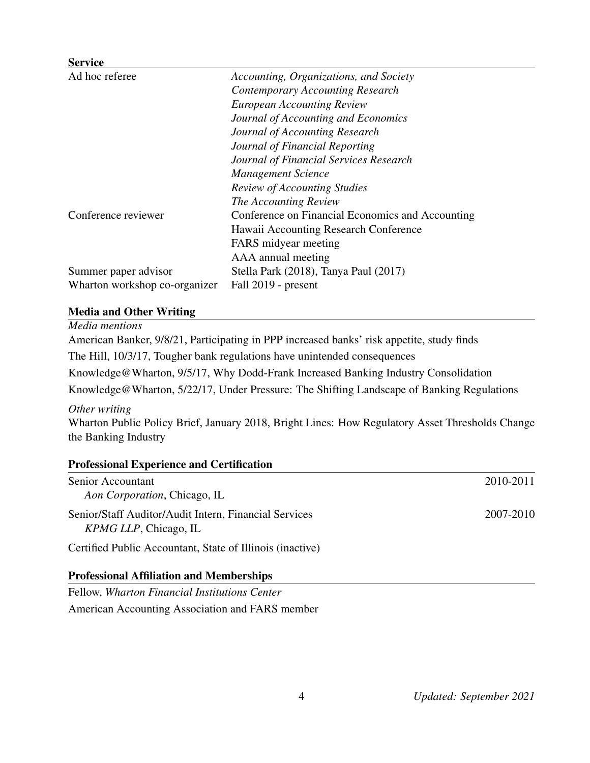## Service

| | |
|---|---|
| Ad hoc referee | *Accounting, Organizations, and Society* |
| | *Contemporary Accounting Research* |
| | *European Accounting Review* |
| | *Journal of Accounting and Economics* |
| | *Journal of Accounting Research* |
| | *Journal of Financial Reporting* |
| | *Journal of Financial Services Research* |
| | *Management Science* |
| | *Review of Accounting Studies* |
| | *The Accounting Review* |
| Conference reviewer | Conference on Financial Economics and Accounting |
| | Hawaii Accounting Research Conference |
| | FARS midyear meeting |
| | AAA annual meeting |
| Summer paper advisor | Stella Park (2018), Tanya Paul (2017) |
| Wharton workshop co-organizer | Fall 2019 - present |

## Media and Other Writing

*Media mentions*

American Banker, 9/8/21, Participating in PPP increased banks' risk appetite, study finds

The Hill, 10/3/17, Tougher bank regulations have unintended consequences

Knowledge@Wharton, 9/5/17, Why Dodd-Frank Increased Banking Industry Consolidation

Knowledge@Wharton, 5/22/17, Under Pressure: The Shifting Landscape of Banking Regulations

*Other writing*

Wharton Public Policy Brief, January 2018, Bright Lines: How Regulatory Asset Thresholds Change the Banking Industry

## Professional Experience and Certification

Senior Accountant — 2010-2011
*Aon Corporation*, Chicago, IL

Senior/Staff Auditor/Audit Intern, Financial Services — 2007-2010
*KPMG LLP*, Chicago, IL

Certified Public Accountant, State of Illinois (inactive)

## Professional Affiliation and Memberships

Fellow, *Wharton Financial Institutions Center*

American Accounting Association and FARS member

*Updated: September 2021*